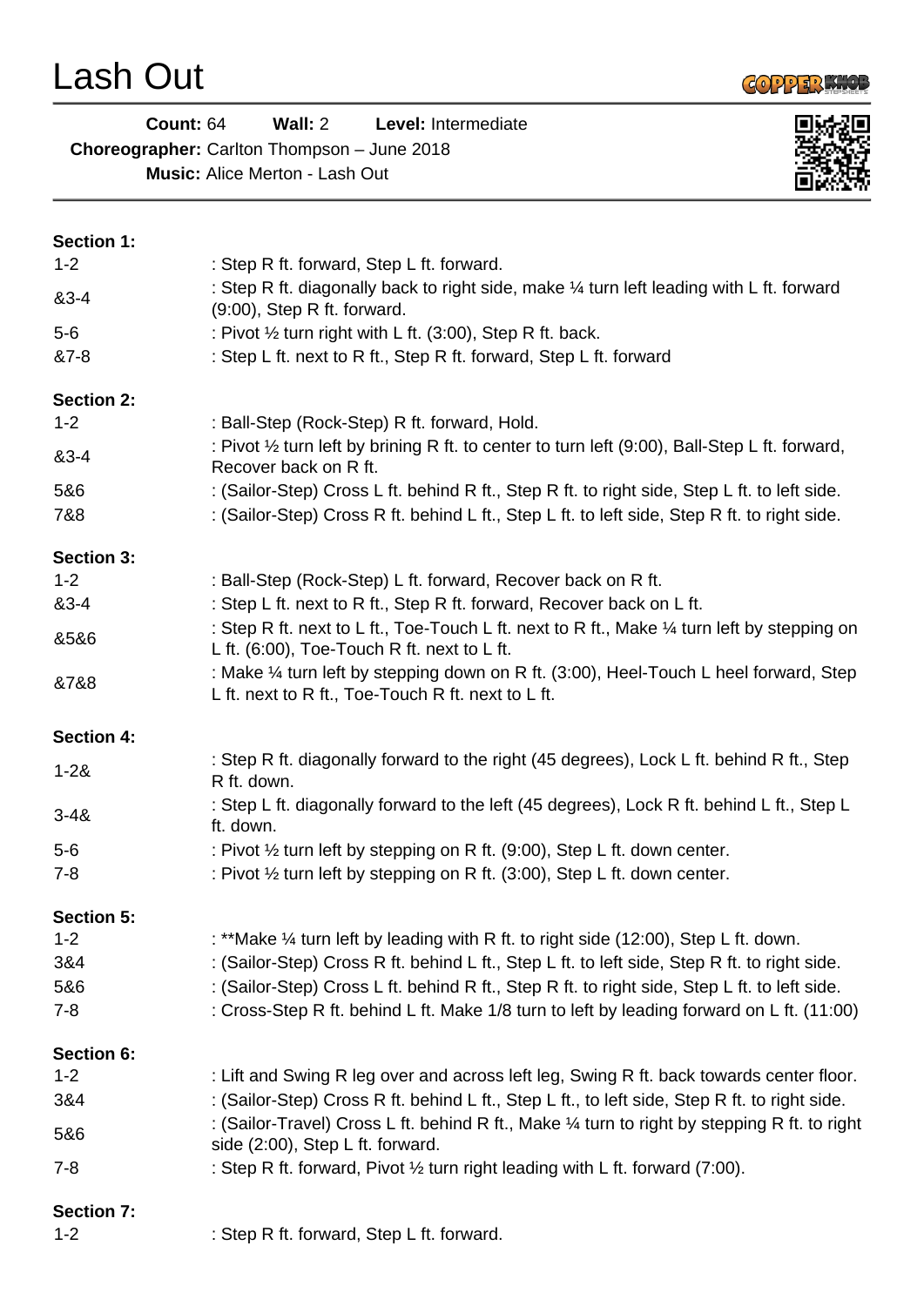# Lash Out

**Count:** 64 **Wall:** 2 **Level:** Intermediate

**Choreographer:** Carlton Thompson – June 2018

**Music:** Alice Merton - Lash Out

**Section 1:**

| | |
|---|---|
| 1-2 | : Step R ft. forward, Step L ft. forward. |
| &3-4 | : Step R ft. diagonally back to right side, make ¼ turn left leading with L ft. forward (9:00), Step R ft. forward. |
| 5-6 | : Pivot ½ turn right with L ft. (3:00), Step R ft. back. |
| &7-8 | : Step L ft. next to R ft., Step R ft. forward, Step L ft. forward |

**Section 2:**

| | |
|---|---|
| 1-2 | : Ball-Step (Rock-Step) R ft. forward, Hold. |
| &3-4 | : Pivot ½ turn left by brining R ft. to center to turn left (9:00), Ball-Step L ft. forward, Recover back on R ft. |
| 5&6 | : (Sailor-Step) Cross L ft. behind R ft., Step R ft. to right side, Step L ft. to left side. |
| 7&8 | : (Sailor-Step) Cross R ft. behind L ft., Step L ft. to left side, Step R ft. to right side. |

**Section 3:**

| | |
|---|---|
| 1-2 | : Ball-Step (Rock-Step) L ft. forward, Recover back on R ft. |
| &3-4 | : Step L ft. next to R ft., Step R ft. forward, Recover back on L ft. |
| &5&6 | : Step R ft. next to L ft., Toe-Touch L ft. next to R ft., Make ¼ turn left by stepping on L ft. (6:00), Toe-Touch R ft. next to L ft. |
| &7&8 | : Make ¼ turn left by stepping down on R ft. (3:00), Heel-Touch L heel forward, Step L ft. next to R ft., Toe-Touch R ft. next to L ft. |

**Section 4:**

| | |
|---|---|
| 1-2& | : Step R ft. diagonally forward to the right (45 degrees), Lock L ft. behind R ft., Step R ft. down. |
| 3-4& | : Step L ft. diagonally forward to the left (45 degrees), Lock R ft. behind L ft., Step L ft. down. |
| 5-6 | : Pivot ½ turn left by stepping on R ft. (9:00), Step L ft. down center. |
| 7-8 | : Pivot ½ turn left by stepping on R ft. (3:00), Step L ft. down center. |

**Section 5:**

| | |
|---|---|
| 1-2 | : **Make ¼ turn left by leading with R ft. to right side (12:00), Step L ft. down. |
| 3&4 | : (Sailor-Step) Cross R ft. behind L ft., Step L ft. to left side, Step R ft. to right side. |
| 5&6 | : (Sailor-Step) Cross L ft. behind R ft., Step R ft. to right side, Step L ft. to left side. |
| 7-8 | : Cross-Step R ft. behind L ft. Make 1/8 turn to left by leading forward on L ft. (11:00) |

**Section 6:**

| | |
|---|---|
| 1-2 | : Lift and Swing R leg over and across left leg, Swing R ft. back towards center floor. |
| 3&4 | : (Sailor-Step) Cross R ft. behind L ft., Step L ft., to left side, Step R ft. to right side. |
| 5&6 | : (Sailor-Travel) Cross L ft. behind R ft., Make ¼ turn to right by stepping R ft. to right side (2:00), Step L ft. forward. |
| 7-8 | : Step R ft. forward, Pivot ½ turn right leading with L ft. forward (7:00). |

**Section 7:**

| | |
|---|---|
| 1-2 | : Step R ft. forward, Step L ft. forward. |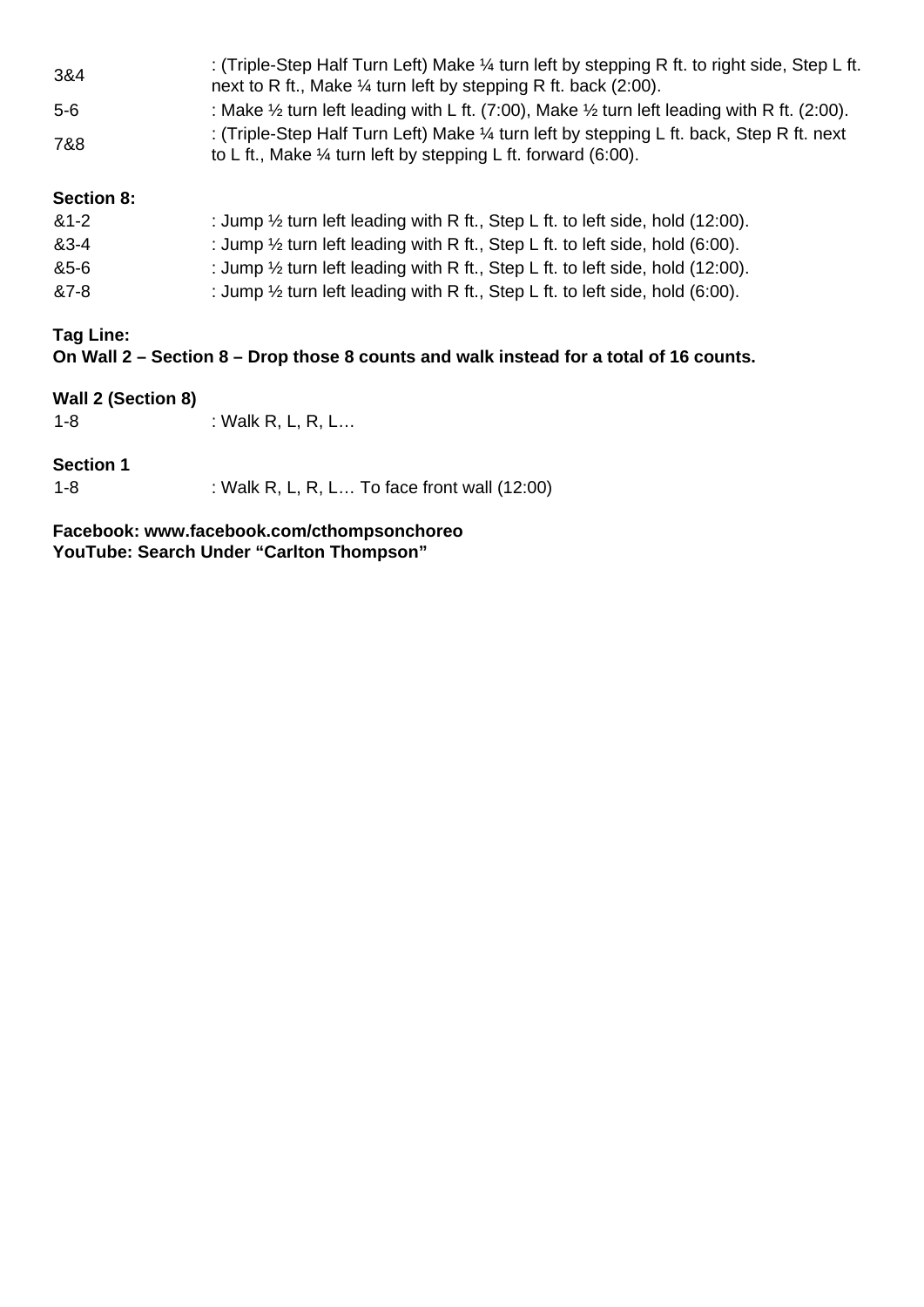| | |
|---|---|
| 3&4 | : (Triple-Step Half Turn Left) Make ¼ turn left by stepping R ft. to right side, Step L ft. next to R ft., Make ¼ turn left by stepping R ft. back (2:00). |
| 5-6 | : Make ½ turn left leading with L ft. (7:00), Make ½ turn left leading with R ft. (2:00). |
| 7&8 | : (Triple-Step Half Turn Left) Make ¼ turn left by stepping L ft. back, Step R ft. next to L ft., Make ¼ turn left by stepping L ft. forward (6:00). |

**Section 8:**

| | |
|---|---|
| &1-2 | : Jump ½ turn left leading with R ft., Step L ft. to left side, hold (12:00). |
| &3-4 | : Jump ½ turn left leading with R ft., Step L ft. to left side, hold (6:00). |
| &5-6 | : Jump ½ turn left leading with R ft., Step L ft. to left side, hold (12:00). |
| &7-8 | : Jump ½ turn left leading with R ft., Step L ft. to left side, hold (6:00). |

**Tag Line:**
**On Wall 2 – Section 8 – Drop those 8 counts and walk instead for a total of 16 counts.**

**Wall 2 (Section 8)**

| | |
|---|---|
| 1-8 | : Walk R, L, R, L… |

**Section 1**

| | |
|---|---|
| 1-8 | : Walk R, L, R, L… To face front wall (12:00) |

**Facebook: www.facebook.com/cthompsonchoreo**
**YouTube: Search Under "Carlton Thompson"**